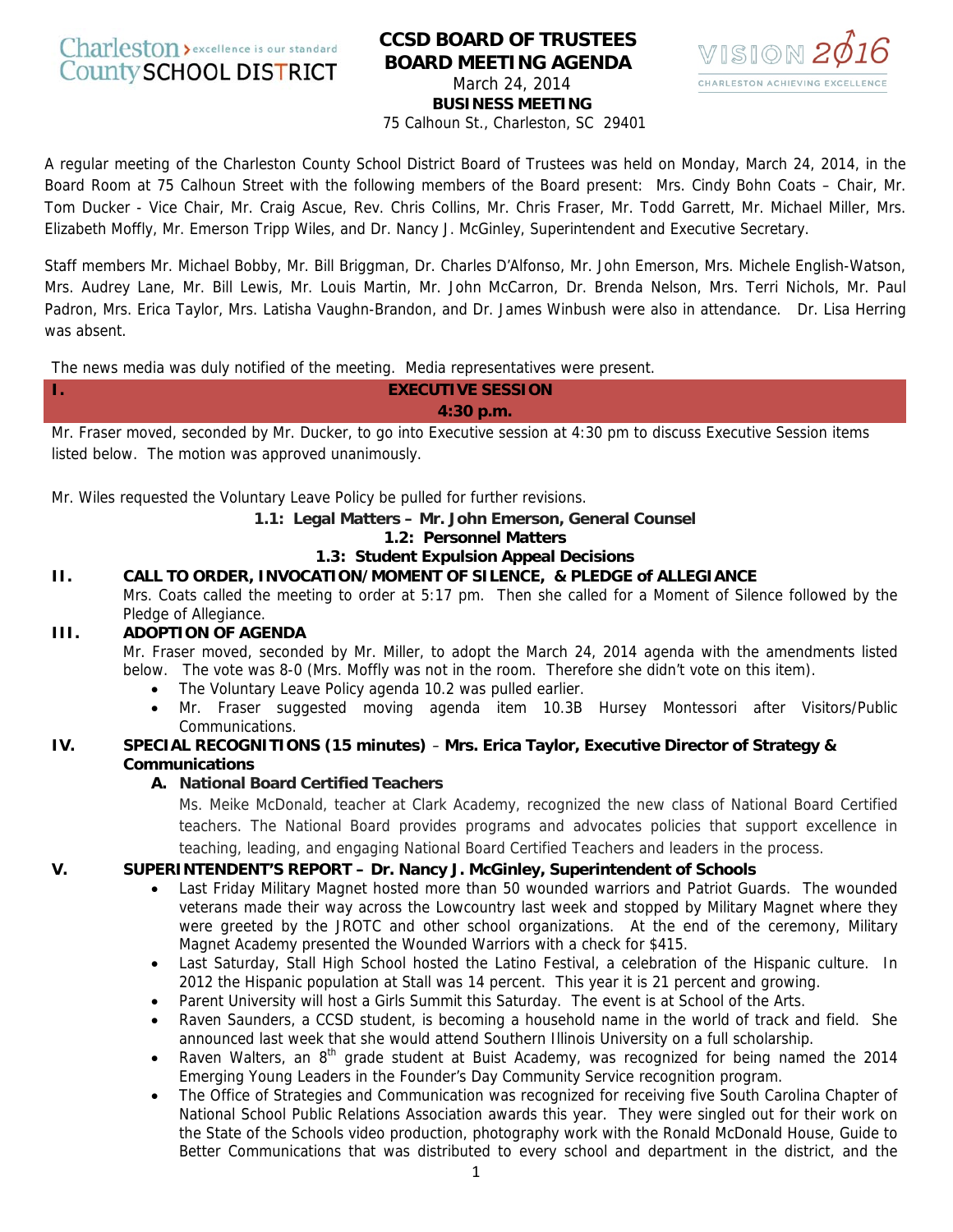# CCSD BOARD OF TRUSTEES
# BOARD MEETING AGENDA

March 24, 2014

**BUSINESS MEETING**

75 Calhoun St., Charleston, SC 29401

A regular meeting of the Charleston County School District Board of Trustees was held on Monday, March 24, 2014, in the Board Room at 75 Calhoun Street with the following members of the Board present: Mrs. Cindy Bohn Coats – Chair, Mr. Tom Ducker - Vice Chair, Mr. Craig Ascue, Rev. Chris Collins, Mr. Chris Fraser, Mr. Todd Garrett, Mr. Michael Miller, Mrs. Elizabeth Moffly, Mr. Emerson Tripp Wiles, and Dr. Nancy J. McGinley, Superintendent and Executive Secretary.

Staff members Mr. Michael Bobby, Mr. Bill Briggman, Dr. Charles D'Alfonso, Mr. John Emerson, Mrs. Michele English-Watson, Mrs. Audrey Lane, Mr. Bill Lewis, Mr. Louis Martin, Mr. John McCarron, Dr. Brenda Nelson, Mrs. Terri Nichols, Mr. Paul Padron, Mrs. Erica Taylor, Mrs. Latisha Vaughn-Brandon, and Dr. James Winbush were also in attendance. Dr. Lisa Herring was absent.

The news media was duly notified of the meeting. Media representatives were present.

## I. EXECUTIVE SESSION
**4:30 p.m.**

Mr. Fraser moved, seconded by Mr. Ducker, to go into Executive session at 4:30 pm to discuss Executive Session items listed below. The motion was approved unanimously.

Mr. Wiles requested the Voluntary Leave Policy be pulled for further revisions.

**1.1: Legal Matters – Mr. John Emerson, General Counsel**

**1.2: Personnel Matters**

**1.3: Student Expulsion Appeal Decisions**

## II. CALL TO ORDER, INVOCATION/MOMENT OF SILENCE, & PLEDGE of ALLEGIANCE

Mrs. Coats called the meeting to order at 5:17 pm. Then she called for a Moment of Silence followed by the Pledge of Allegiance.

## III. ADOPTION OF AGENDA

Mr. Fraser moved, seconded by Mr. Miller, to adopt the March 24, 2014 agenda with the amendments listed below. The vote was 8-0 (Mrs. Moffly was not in the room. Therefore she didn't vote on this item).

- The Voluntary Leave Policy agenda 10.2 was pulled earlier.
- Mr. Fraser suggested moving agenda item 10.3B Hursey Montessori after Visitors/Public Communications.

## IV. SPECIAL RECOGNITIONS (15 minutes) – Mrs. Erica Taylor, Executive Director of Strategy & Communications

### A. National Board Certified Teachers

Ms. Meike McDonald, teacher at Clark Academy, recognized the new class of National Board Certified teachers. The National Board provides programs and advocates policies that support excellence in teaching, leading, and engaging National Board Certified Teachers and leaders in the process.

## V. SUPERINTENDENT'S REPORT – Dr. Nancy J. McGinley, Superintendent of Schools

- Last Friday Military Magnet hosted more than 50 wounded warriors and Patriot Guards. The wounded veterans made their way across the Lowcountry last week and stopped by Military Magnet where they were greeted by the JROTC and other school organizations. At the end of the ceremony, Military Magnet Academy presented the Wounded Warriors with a check for $415.
- Last Saturday, Stall High School hosted the Latino Festival, a celebration of the Hispanic culture. In 2012 the Hispanic population at Stall was 14 percent. This year it is 21 percent and growing.
- Parent University will host a Girls Summit this Saturday. The event is at School of the Arts.
- Raven Saunders, a CCSD student, is becoming a household name in the world of track and field. She announced last week that she would attend Southern Illinois University on a full scholarship.
- Raven Walters, an 8th grade student at Buist Academy, was recognized for being named the 2014 Emerging Young Leaders in the Founder's Day Community Service recognition program.
- The Office of Strategies and Communication was recognized for receiving five South Carolina Chapter of National School Public Relations Association awards this year. They were singled out for their work on the State of the Schools video production, photography work with the Ronald McDonald House, Guide to Better Communications that was distributed to every school and department in the district, and the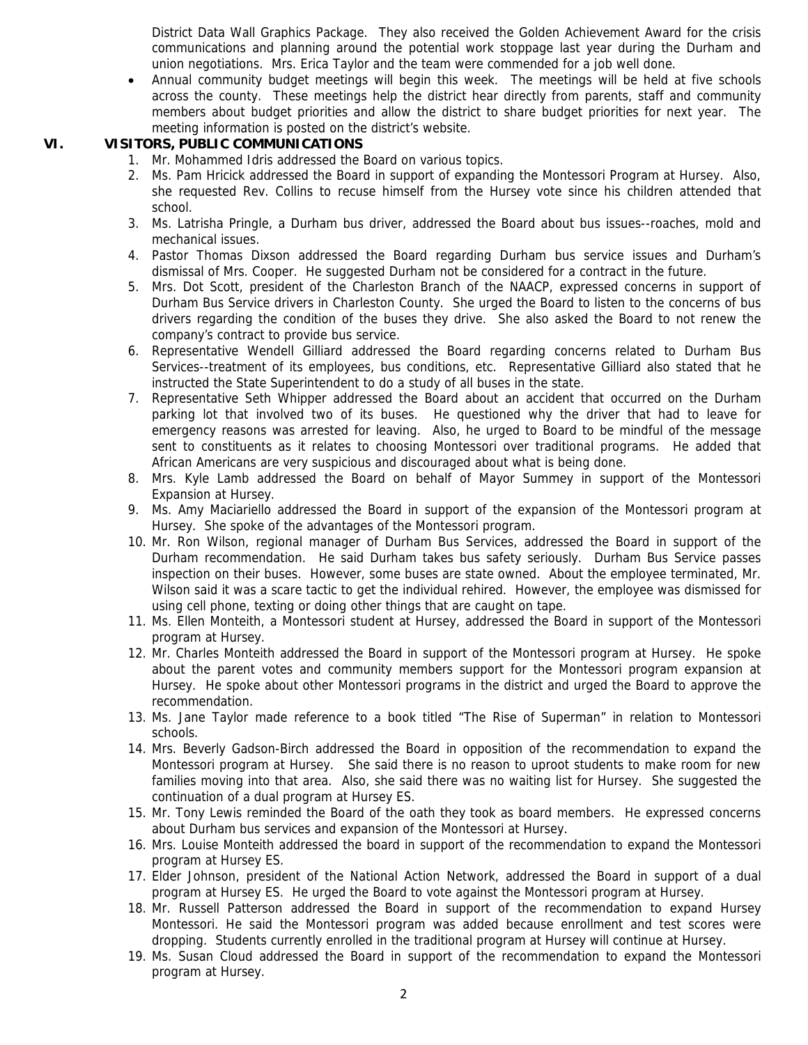District Data Wall Graphics Package. They also received the Golden Achievement Award for the crisis communications and planning around the potential work stoppage last year during the Durham and union negotiations. Mrs. Erica Taylor and the team were commended for a job well done.

- Annual community budget meetings will begin this week. The meetings will be held at five schools across the county. These meetings help the district hear directly from parents, staff and community members about budget priorities and allow the district to share budget priorities for next year. The meeting information is posted on the district's website.

## VI. VISITORS, PUBLIC COMMUNICATIONS

1. Mr. Mohammed Idris addressed the Board on various topics.
2. Ms. Pam Hricick addressed the Board in support of expanding the Montessori Program at Hursey. Also, she requested Rev. Collins to recuse himself from the Hursey vote since his children attended that school.
3. Ms. Latrisha Pringle, a Durham bus driver, addressed the Board about bus issues--roaches, mold and mechanical issues.
4. Pastor Thomas Dixson addressed the Board regarding Durham bus service issues and Durham's dismissal of Mrs. Cooper. He suggested Durham not be considered for a contract in the future.
5. Mrs. Dot Scott, president of the Charleston Branch of the NAACP, expressed concerns in support of Durham Bus Service drivers in Charleston County. She urged the Board to listen to the concerns of bus drivers regarding the condition of the buses they drive. She also asked the Board to not renew the company's contract to provide bus service.
6. Representative Wendell Gilliard addressed the Board regarding concerns related to Durham Bus Services--treatment of its employees, bus conditions, etc. Representative Gilliard also stated that he instructed the State Superintendent to do a study of all buses in the state.
7. Representative Seth Whipper addressed the Board about an accident that occurred on the Durham parking lot that involved two of its buses. He questioned why the driver that had to leave for emergency reasons was arrested for leaving. Also, he urged to Board to be mindful of the message sent to constituents as it relates to choosing Montessori over traditional programs. He added that African Americans are very suspicious and discouraged about what is being done.
8. Mrs. Kyle Lamb addressed the Board on behalf of Mayor Summey in support of the Montessori Expansion at Hursey.
9. Ms. Amy Maciariello addressed the Board in support of the expansion of the Montessori program at Hursey. She spoke of the advantages of the Montessori program.
10. Mr. Ron Wilson, regional manager of Durham Bus Services, addressed the Board in support of the Durham recommendation. He said Durham takes bus safety seriously. Durham Bus Service passes inspection on their buses. However, some buses are state owned. About the employee terminated, Mr. Wilson said it was a scare tactic to get the individual rehired. However, the employee was dismissed for using cell phone, texting or doing other things that are caught on tape.
11. Ms. Ellen Monteith, a Montessori student at Hursey, addressed the Board in support of the Montessori program at Hursey.
12. Mr. Charles Monteith addressed the Board in support of the Montessori program at Hursey. He spoke about the parent votes and community members support for the Montessori program expansion at Hursey. He spoke about other Montessori programs in the district and urged the Board to approve the recommendation.
13. Ms. Jane Taylor made reference to a book titled "The Rise of Superman" in relation to Montessori schools.
14. Mrs. Beverly Gadson-Birch addressed the Board in opposition of the recommendation to expand the Montessori program at Hursey. She said there is no reason to uproot students to make room for new families moving into that area. Also, she said there was no waiting list for Hursey. She suggested the continuation of a dual program at Hursey ES.
15. Mr. Tony Lewis reminded the Board of the oath they took as board members. He expressed concerns about Durham bus services and expansion of the Montessori at Hursey.
16. Mrs. Louise Monteith addressed the board in support of the recommendation to expand the Montessori program at Hursey ES.
17. Elder Johnson, president of the National Action Network, addressed the Board in support of a dual program at Hursey ES. He urged the Board to vote against the Montessori program at Hursey.
18. Mr. Russell Patterson addressed the Board in support of the recommendation to expand Hursey Montessori. He said the Montessori program was added because enrollment and test scores were dropping. Students currently enrolled in the traditional program at Hursey will continue at Hursey.
19. Ms. Susan Cloud addressed the Board in support of the recommendation to expand the Montessori program at Hursey.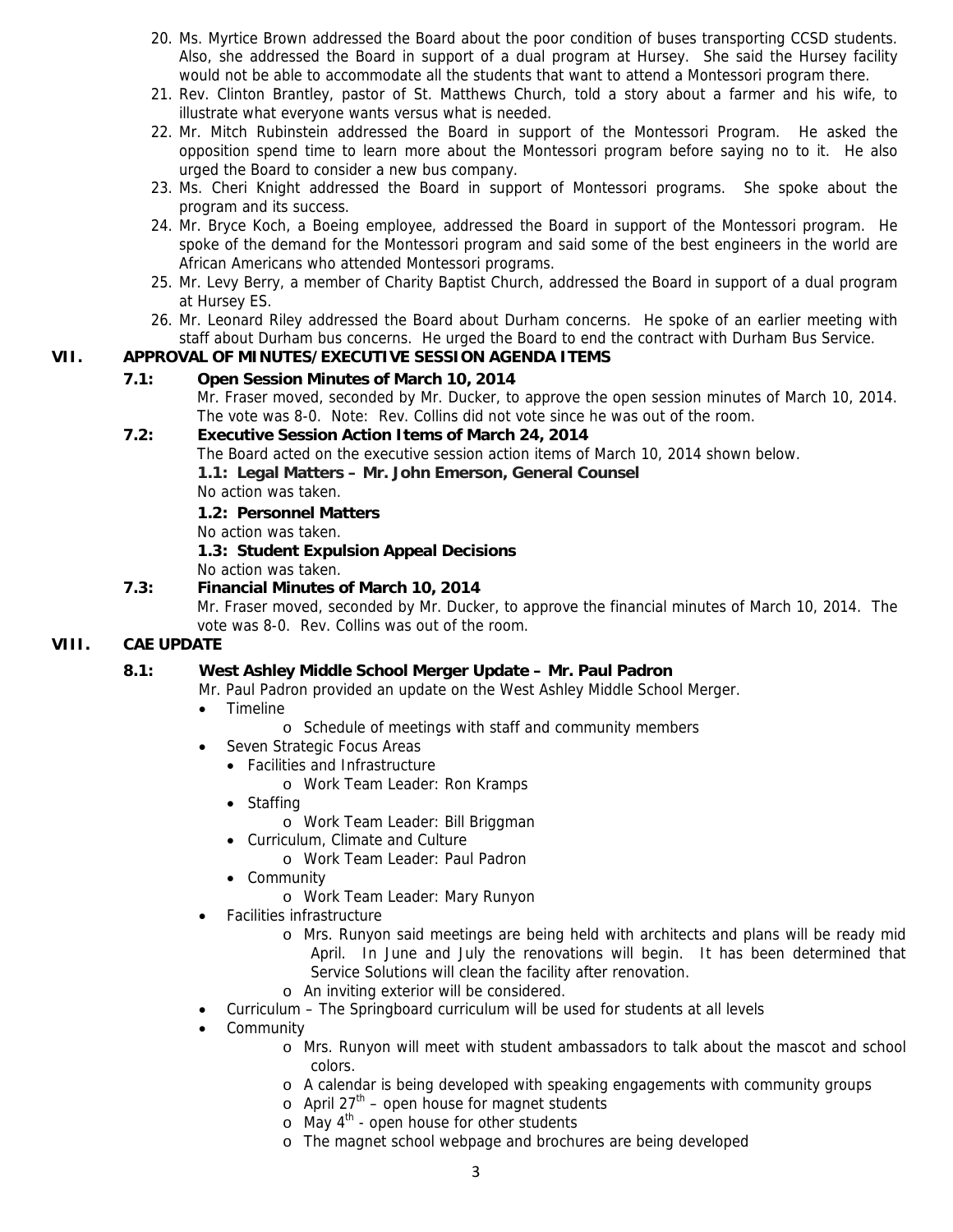20. Ms. Myrtice Brown addressed the Board about the poor condition of buses transporting CCSD students. Also, she addressed the Board in support of a dual program at Hursey. She said the Hursey facility would not be able to accommodate all the students that want to attend a Montessori program there.
21. Rev. Clinton Brantley, pastor of St. Matthews Church, told a story about a farmer and his wife, to illustrate what everyone wants versus what is needed.
22. Mr. Mitch Rubinstein addressed the Board in support of the Montessori Program. He asked the opposition spend time to learn more about the Montessori program before saying no to it. He also urged the Board to consider a new bus company.
23. Ms. Cheri Knight addressed the Board in support of Montessori programs. She spoke about the program and its success.
24. Mr. Bryce Koch, a Boeing employee, addressed the Board in support of the Montessori program. He spoke of the demand for the Montessori program and said some of the best engineers in the world are African Americans who attended Montessori programs.
25. Mr. Levy Berry, a member of Charity Baptist Church, addressed the Board in support of a dual program at Hursey ES.
26. Mr. Leonard Riley addressed the Board about Durham concerns. He spoke of an earlier meeting with staff about Durham bus concerns. He urged the Board to end the contract with Durham Bus Service.

## VII. APPROVAL OF MINUTES/EXECUTIVE SESSION AGENDA ITEMS

**7.1: Open Session Minutes of March 10, 2014**

Mr. Fraser moved, seconded by Mr. Ducker, to approve the open session minutes of March 10, 2014. The vote was 8-0. Note: Rev. Collins did not vote since he was out of the room.

**7.2: Executive Session Action Items of March 24, 2014**

The Board acted on the executive session action items of March 10, 2014 shown below.

**1.1: Legal Matters – Mr. John Emerson, General Counsel**

No action was taken.

**1.2: Personnel Matters**

No action was taken.

**1.3: Student Expulsion Appeal Decisions**

No action was taken.

**7.3: Financial Minutes of March 10, 2014**

Mr. Fraser moved, seconded by Mr. Ducker, to approve the financial minutes of March 10, 2014. The vote was 8-0. Rev. Collins was out of the room.

## VIII. CAE UPDATE

**8.1: West Ashley Middle School Merger Update – Mr. Paul Padron**

Mr. Paul Padron provided an update on the West Ashley Middle School Merger.

- Timeline
  - Schedule of meetings with staff and community members
- Seven Strategic Focus Areas
  - Facilities and Infrastructure
    - Work Team Leader: Ron Kramps
  - Staffing
    - Work Team Leader: Bill Briggman
  - Curriculum, Climate and Culture
    - Work Team Leader: Paul Padron
  - Community
    - Work Team Leader: Mary Runyon
- Facilities infrastructure
  - Mrs. Runyon said meetings are being held with architects and plans will be ready mid April. In June and July the renovations will begin. It has been determined that Service Solutions will clean the facility after renovation.
  - An inviting exterior will be considered.
- Curriculum – The Springboard curriculum will be used for students at all levels
- Community
  - Mrs. Runyon will meet with student ambassadors to talk about the mascot and school colors.
  - A calendar is being developed with speaking engagements with community groups
  - April 27th – open house for magnet students
  - May 4th - open house for other students
  - The magnet school webpage and brochures are being developed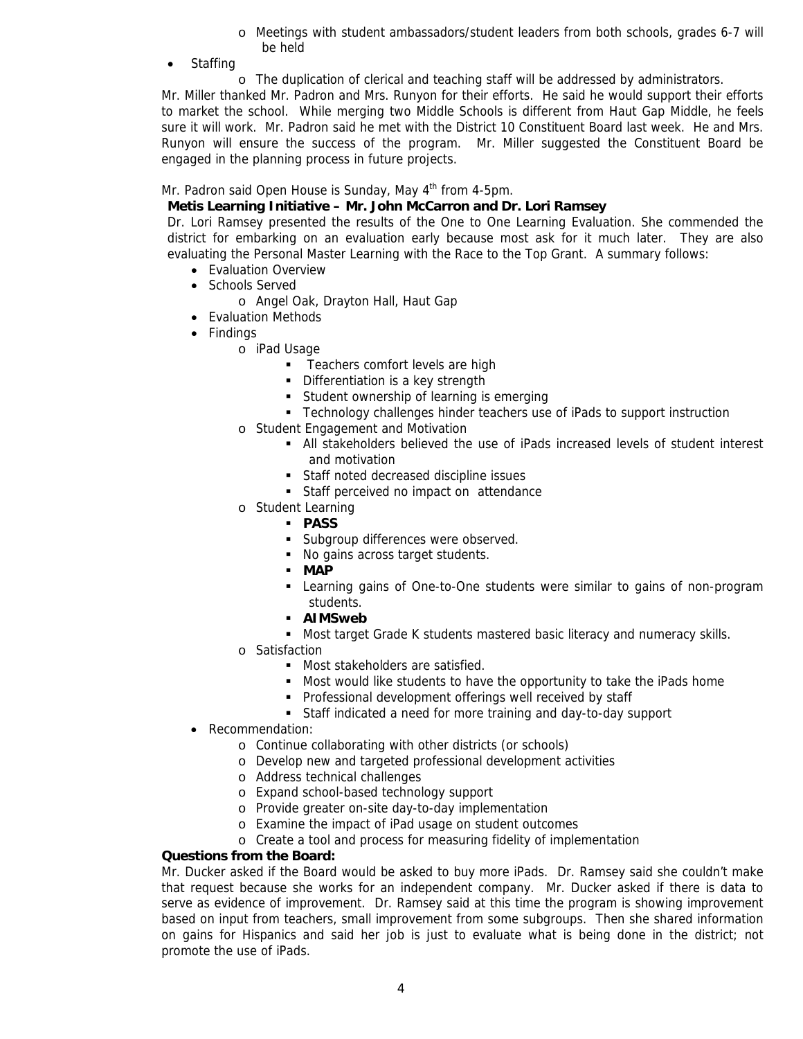- Meetings with student ambassadors/student leaders from both schools, grades 6-7 will be held
- Staffing
  - The duplication of clerical and teaching staff will be addressed by administrators.

Mr. Miller thanked Mr. Padron and Mrs. Runyon for their efforts. He said he would support their efforts to market the school. While merging two Middle Schools is different from Haut Gap Middle, he feels sure it will work. Mr. Padron said he met with the District 10 Constituent Board last week. He and Mrs. Runyon will ensure the success of the program. Mr. Miller suggested the Constituent Board be engaged in the planning process in future projects.

Mr. Padron said Open House is Sunday, May 4th from 4-5pm.

**Metis Learning Initiative – Mr. John McCarron and Dr. Lori Ramsey**

Dr. Lori Ramsey presented the results of the One to One Learning Evaluation. She commended the district for embarking on an evaluation early because most ask for it much later. They are also evaluating the Personal Master Learning with the Race to the Top Grant. A summary follows:

- Evaluation Overview
- Schools Served
  - Angel Oak, Drayton Hall, Haut Gap
- Evaluation Methods
- Findings
  - iPad Usage
    - Teachers comfort levels are high
    - Differentiation is a key strength
    - Student ownership of learning is emerging
    - Technology challenges hinder teachers use of iPads to support instruction
  - Student Engagement and Motivation
    - All stakeholders believed the use of iPads increased levels of student interest and motivation
    - Staff noted decreased discipline issues
    - Staff perceived no impact on attendance
  - Student Learning
    - **PASS**
    - Subgroup differences were observed.
    - No gains across target students.
    - **MAP**
    - Learning gains of One-to-One students were similar to gains of non-program students.
    - **AIMSweb**
    - Most target Grade K students mastered basic literacy and numeracy skills.
  - Satisfaction
    - Most stakeholders are satisfied.
    - Most would like students to have the opportunity to take the iPads home
    - Professional development offerings well received by staff
    - Staff indicated a need for more training and day-to-day support
- Recommendation:
  - Continue collaborating with other districts (or schools)
  - Develop new and targeted professional development activities
  - Address technical challenges
  - Expand school-based technology support
  - Provide greater on-site day-to-day implementation
  - Examine the impact of iPad usage on student outcomes
  - Create a tool and process for measuring fidelity of implementation

**Questions from the Board:**

Mr. Ducker asked if the Board would be asked to buy more iPads. Dr. Ramsey said she couldn't make that request because she works for an independent company. Mr. Ducker asked if there is data to serve as evidence of improvement. Dr. Ramsey said at this time the program is showing improvement based on input from teachers, small improvement from some subgroups. Then she shared information on gains for Hispanics and said her job is just to evaluate what is being done in the district; not promote the use of iPads.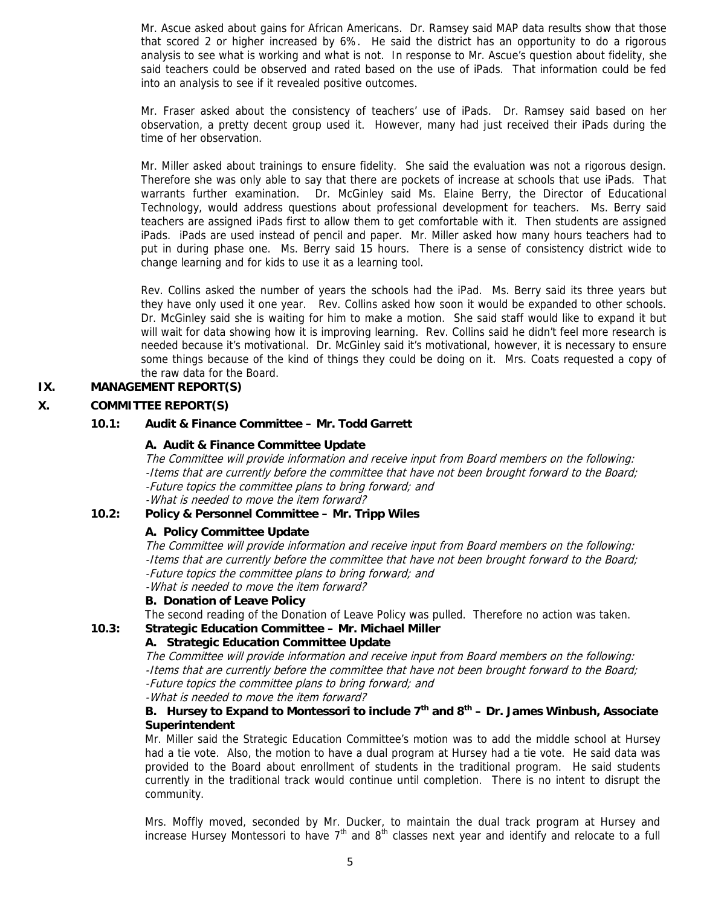Mr. Ascue asked about gains for African Americans. Dr. Ramsey said MAP data results show that those that scored 2 or higher increased by 6%. He said the district has an opportunity to do a rigorous analysis to see what is working and what is not. In response to Mr. Ascue's question about fidelity, she said teachers could be observed and rated based on the use of iPads. That information could be fed into an analysis to see if it revealed positive outcomes.

Mr. Fraser asked about the consistency of teachers' use of iPads. Dr. Ramsey said based on her observation, a pretty decent group used it. However, many had just received their iPads during the time of her observation.

Mr. Miller asked about trainings to ensure fidelity. She said the evaluation was not a rigorous design. Therefore she was only able to say that there are pockets of increase at schools that use iPads. That warrants further examination. Dr. McGinley said Ms. Elaine Berry, the Director of Educational Technology, would address questions about professional development for teachers. Ms. Berry said teachers are assigned iPads first to allow them to get comfortable with it. Then students are assigned iPads. iPads are used instead of pencil and paper. Mr. Miller asked how many hours teachers had to put in during phase one. Ms. Berry said 15 hours. There is a sense of consistency district wide to change learning and for kids to use it as a learning tool.

Rev. Collins asked the number of years the schools had the iPad. Ms. Berry said its three years but they have only used it one year. Rev. Collins asked how soon it would be expanded to other schools. Dr. McGinley said she is waiting for him to make a motion. She said staff would like to expand it but will wait for data showing how it is improving learning. Rev. Collins said he didn't feel more research is needed because it's motivational. Dr. McGinley said it's motivational, however, it is necessary to ensure some things because of the kind of things they could be doing on it. Mrs. Coats requested a copy of the raw data for the Board.

## IX. MANAGEMENT REPORT(S)

## X. COMMITTEE REPORT(S)

### 10.1: Audit & Finance Committee – Mr. Todd Garrett

**A. Audit & Finance Committee Update**

*The Committee will provide information and receive input from Board members on the following:*
*-Items that are currently before the committee that have not been brought forward to the Board;*
*-Future topics the committee plans to bring forward; and*
*-What is needed to move the item forward?*

### 10.2: Policy & Personnel Committee – Mr. Tripp Wiles

**A. Policy Committee Update**

*The Committee will provide information and receive input from Board members on the following:*
*-Items that are currently before the committee that have not been brought forward to the Board;*
*-Future topics the committee plans to bring forward; and*
*-What is needed to move the item forward?*

**B. Donation of Leave Policy**

The second reading of the Donation of Leave Policy was pulled. Therefore no action was taken.

### 10.3: Strategic Education Committee – Mr. Michael Miller

**A. Strategic Education Committee Update**

*The Committee will provide information and receive input from Board members on the following:*
*-Items that are currently before the committee that have not been brought forward to the Board;*
*-Future topics the committee plans to bring forward; and*
*-What is needed to move the item forward?*

**B. Hursey to Expand to Montessori to include 7th and 8th – Dr. James Winbush, Associate Superintendent**

Mr. Miller said the Strategic Education Committee's motion was to add the middle school at Hursey had a tie vote. Also, the motion to have a dual program at Hursey had a tie vote. He said data was provided to the Board about enrollment of students in the traditional program. He said students currently in the traditional track would continue until completion. There is no intent to disrupt the community.

Mrs. Moffly moved, seconded by Mr. Ducker, to maintain the dual track program at Hursey and increase Hursey Montessori to have 7th and 8th classes next year and identify and relocate to a full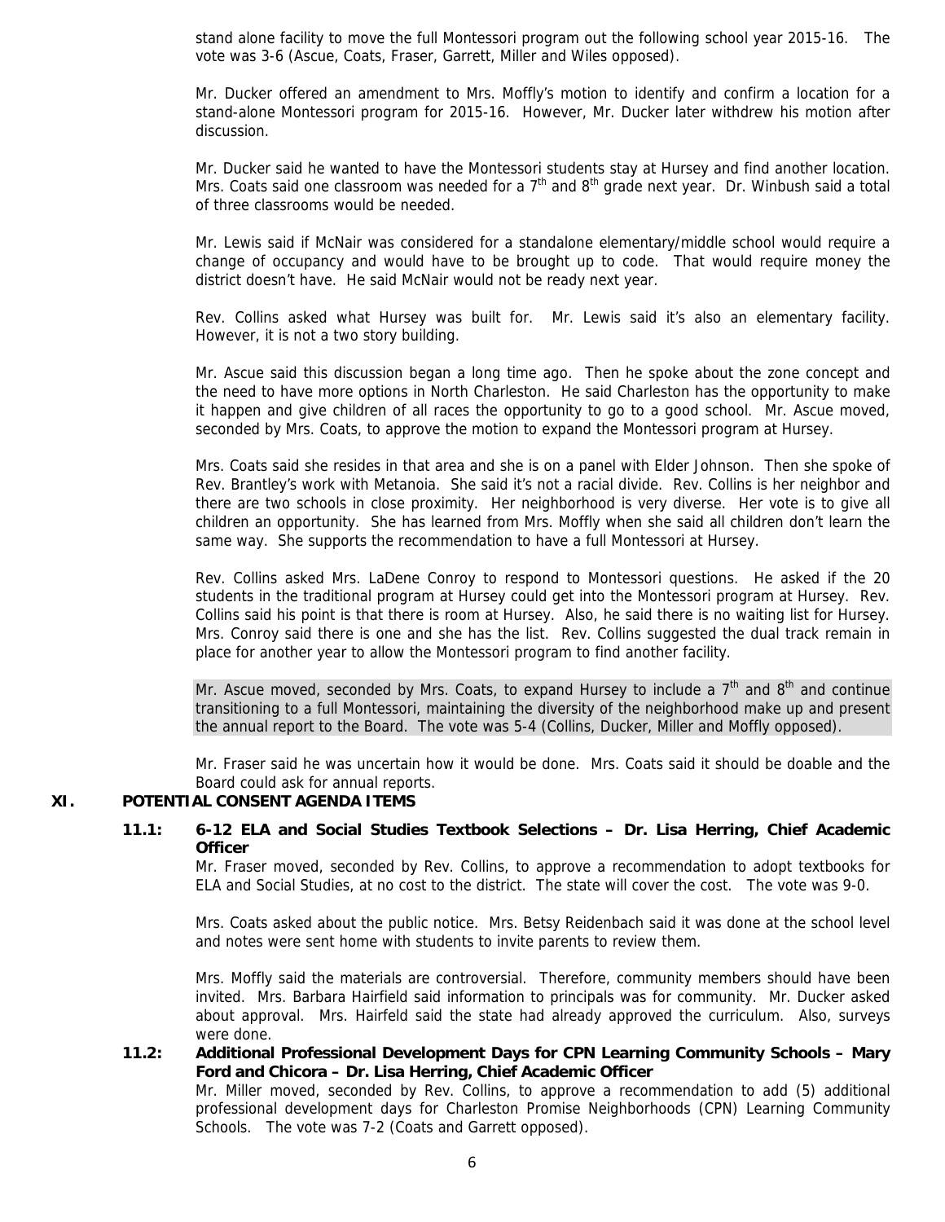stand alone facility to move the full Montessori program out the following school year 2015-16. The vote was 3-6 (Ascue, Coats, Fraser, Garrett, Miller and Wiles opposed).

Mr. Ducker offered an amendment to Mrs. Moffly's motion to identify and confirm a location for a stand-alone Montessori program for 2015-16. However, Mr. Ducker later withdrew his motion after discussion.

Mr. Ducker said he wanted to have the Montessori students stay at Hursey and find another location. Mrs. Coats said one classroom was needed for a 7th and 8th grade next year. Dr. Winbush said a total of three classrooms would be needed.

Mr. Lewis said if McNair was considered for a standalone elementary/middle school would require a change of occupancy and would have to be brought up to code. That would require money the district doesn't have. He said McNair would not be ready next year.

Rev. Collins asked what Hursey was built for. Mr. Lewis said it's also an elementary facility. However, it is not a two story building.

Mr. Ascue said this discussion began a long time ago. Then he spoke about the zone concept and the need to have more options in North Charleston. He said Charleston has the opportunity to make it happen and give children of all races the opportunity to go to a good school. Mr. Ascue moved, seconded by Mrs. Coats, to approve the motion to expand the Montessori program at Hursey.

Mrs. Coats said she resides in that area and she is on a panel with Elder Johnson. Then she spoke of Rev. Brantley's work with Metanoia. She said it's not a racial divide. Rev. Collins is her neighbor and there are two schools in close proximity. Her neighborhood is very diverse. Her vote is to give all children an opportunity. She has learned from Mrs. Moffly when she said all children don't learn the same way. She supports the recommendation to have a full Montessori at Hursey.

Rev. Collins asked Mrs. LaDene Conroy to respond to Montessori questions. He asked if the 20 students in the traditional program at Hursey could get into the Montessori program at Hursey. Rev. Collins said his point is that there is room at Hursey. Also, he said there is no waiting list for Hursey. Mrs. Conroy said there is one and she has the list. Rev. Collins suggested the dual track remain in place for another year to allow the Montessori program to find another facility.

Mr. Ascue moved, seconded by Mrs. Coats, to expand Hursey to include a 7th and 8th and continue transitioning to a full Montessori, maintaining the diversity of the neighborhood make up and present the annual report to the Board. The vote was 5-4 (Collins, Ducker, Miller and Moffly opposed).

Mr. Fraser said he was uncertain how it would be done. Mrs. Coats said it should be doable and the Board could ask for annual reports.

## XI. POTENTIAL CONSENT AGENDA ITEMS

**11.1: 6-12 ELA and Social Studies Textbook Selections – Dr. Lisa Herring, Chief Academic Officer**

Mr. Fraser moved, seconded by Rev. Collins, to approve a recommendation to adopt textbooks for ELA and Social Studies, at no cost to the district. The state will cover the cost. The vote was 9-0.

Mrs. Coats asked about the public notice. Mrs. Betsy Reidenbach said it was done at the school level and notes were sent home with students to invite parents to review them.

Mrs. Moffly said the materials are controversial. Therefore, community members should have been invited. Mrs. Barbara Hairfield said information to principals was for community. Mr. Ducker asked about approval. Mrs. Hairfeld said the state had already approved the curriculum. Also, surveys were done.

**11.2: Additional Professional Development Days for CPN Learning Community Schools – Mary Ford and Chicora – Dr. Lisa Herring, Chief Academic Officer**

Mr. Miller moved, seconded by Rev. Collins, to approve a recommendation to add (5) additional professional development days for Charleston Promise Neighborhoods (CPN) Learning Community Schools. The vote was 7-2 (Coats and Garrett opposed).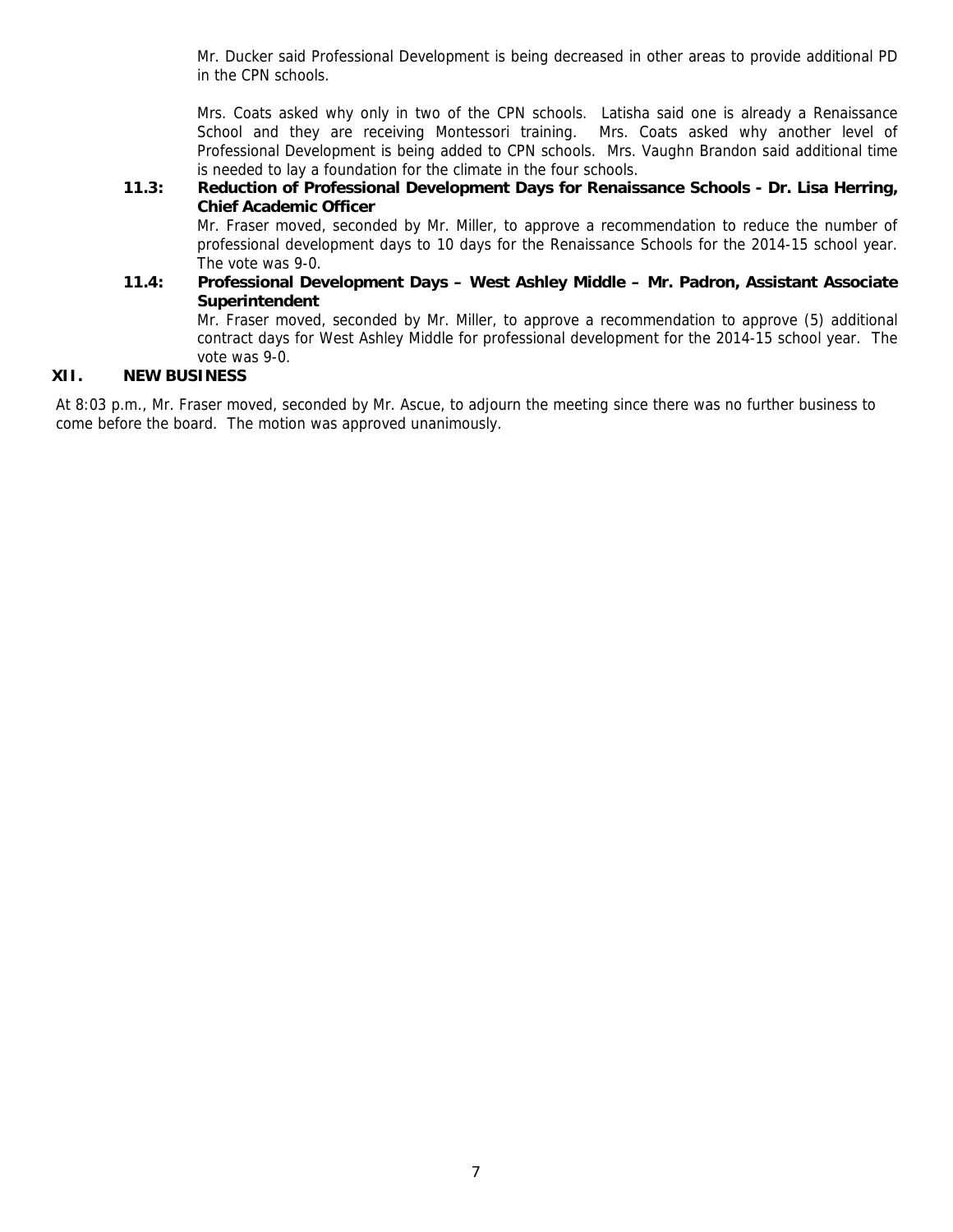Mr. Ducker said Professional Development is being decreased in other areas to provide additional PD in the CPN schools.

Mrs. Coats asked why only in two of the CPN schools. Latisha said one is already a Renaissance School and they are receiving Montessori training. Mrs. Coats asked why another level of Professional Development is being added to CPN schools. Mrs. Vaughn Brandon said additional time is needed to lay a foundation for the climate in the four schools.

**11.3: Reduction of Professional Development Days for Renaissance Schools - Dr. Lisa Herring, Chief Academic Officer**

Mr. Fraser moved, seconded by Mr. Miller, to approve a recommendation to reduce the number of professional development days to 10 days for the Renaissance Schools for the 2014-15 school year. The vote was 9-0.

**11.4: Professional Development Days – West Ashley Middle – Mr. Padron, Assistant Associate Superintendent**

Mr. Fraser moved, seconded by Mr. Miller, to approve a recommendation to approve (5) additional contract days for West Ashley Middle for professional development for the 2014-15 school year. The vote was 9-0.

## XII. NEW BUSINESS

At 8:03 p.m., Mr. Fraser moved, seconded by Mr. Ascue, to adjourn the meeting since there was no further business to come before the board. The motion was approved unanimously.